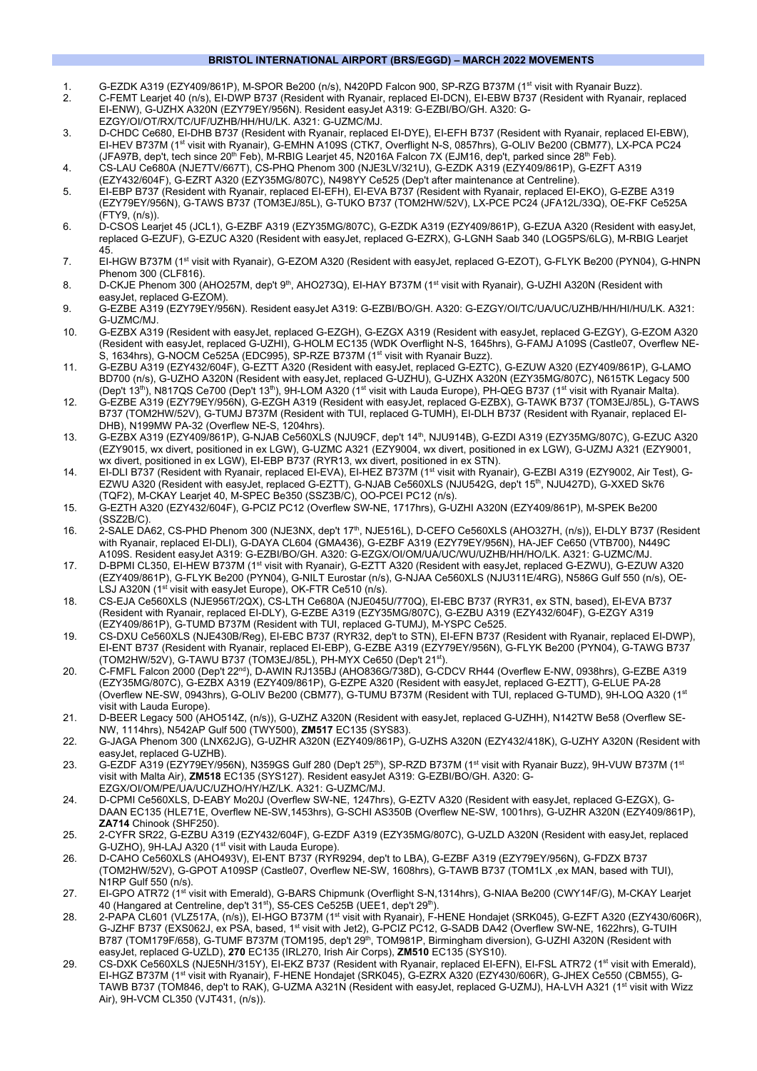## BRISTOL INTERNATIONAL AIRPORT (BRS/EGGD) – MARCH 2022 MOVEMENTS

1. G-EZDK A319 (EZY409/861P), M-SPOR Be200 (n/s), N420PD Falcon 900, SP-RZG B737M (1st visit with Ryanair Buzz).
2. C-FEMT Learjet 40 (n/s), EI-DWP B737 (Resident with Ryanair, replaced EI-DCN), EI-EBW B737 (Resident with Ryanair, replaced EI-ENW), G-UZHX A320N (EZY79EY/956N). Resident easyJet A319: G-EZBI/BO/GH. A320: G-EZGY/OI/OT/RX/TC/UF/UZHB/HH/HU/LK. A321: G-UZMC/MJ.
3. D-CHDC Ce680, EI-DHB B737 (Resident with Ryanair, replaced EI-DYE), EI-EFH B737 (Resident with Ryanair, replaced EI-EBW), EI-HEV B737M (1st visit with Ryanair), G-EMHN A109S (CTK7, Overflight N-S, 0857hrs), G-OLIV Be200 (CBM77), LX-PCA PC24 (JFA97B, dep't, tech since 20th Feb), M-RBIG Learjet 45, N2016A Falcon 7X (EJM16, dep't, parked since 28th Feb).
4. CS-LAU Ce680A (NJE7TV/667T), CS-PHG Phenom 300 (NJE3LV/321U), G-EZDK A319 (EZY409/861P), G-EZFT A319 (EZY432/604F), G-EZRT A320 (EZY35MG/807C), N498YY Ce525 (Dep't after maintenance at Centreline).
5. EI-EBP B737 (Resident with Ryanair, replaced EI-EFH), EI-EVA B737 (Resident with Ryanair, replaced EI-EKO), G-EZBE A319 (EZY79EY/956N), G-TAWS B737 (TOM3EJ/85L), G-TUKO B737 (TOM2HW/52V), LX-PCE PC24 (JFA12L/33Q), OE-FKF Ce525A (FTY9, (n/s)).
6. D-CSOS Learjet 45 (JCL1), G-EZBF A319 (EZY35MG/807C), G-EZDK A319 (EZY409/861P), G-EZUA A320 (Resident with easyJet, replaced G-EZUF), G-EZUC A320 (Resident with easyJet, replaced G-EZRX), G-LGNH Saab 340 (LOG5PS/6LG), M-RBIG Learjet 45.
7. EI-HGW B737M (1st visit with Ryanair), G-EZOM A320 (Resident with easyJet, replaced G-EZOT), G-FLYK Be200 (PYN04), G-HNPN Phenom 300 (CLF816).
8. D-CKJE Phenom 300 (AHO257M, dep't 9th, AHO273Q), EI-HAY B737M (1st visit with Ryanair), G-UZHI A320N (Resident with easyJet, replaced G-EZOM).
9. G-EZBE A319 (EZY79EY/956N). Resident easyJet A319: G-EZBI/BO/GH. A320: G-EZGY/OI/TC/UA/UC/UZHB/HH/HI/HU/LK. A321: G-UZMC/MJ.
10. G-EZBX A319 (Resident with easyJet, replaced G-EZGH), G-EZGX A319 (Resident with easyJet, replaced G-EZGY), G-EZOM A320 (Resident with easyJet, replaced G-UZHI), G-HOLM EC135 (WDK Overflight N-S, 1645hrs), G-FAMJ A109S (Castle07, Overflew NE-S, 1634hrs), G-NOCM Ce525A (EDC995), SP-RZE B737M (1st visit with Ryanair Buzz).
11. G-EZBU A319 (EZY432/604F), G-EZTT A320 (Resident with easyJet, replaced G-EZTC), G-EZUW A320 (EZY409/861P), G-LAMO BD700 (n/s), G-UZHO A320N (Resident with easyJet, replaced G-UZHU), G-UZHX A320N (EZY35MG/807C), N615TK Legacy 500 (Dep't 13th), N817QS Ce700 (Dep't 13th), 9H-LOM A320 (1st visit with Lauda Europe), PH-QEG B737 (1st visit with Ryanair Malta).
12. G-EZBE A319 (EZY79EY/956N), G-EZGH A319 (Resident with easyJet, replaced G-EZBX), G-TAWK B737 (TOM3EJ/85L), G-TAWS B737 (TOM2HW/52V), G-TUMJ B737M (Resident with TUI, replaced G-TUMH), EI-DLH B737 (Resident with Ryanair, replaced EI-DHB), N199MW PA-32 (Overflew NE-S, 1204hrs).
13. G-EZBX A319 (EZY409/861P), G-NJAB Ce560XLS (NJU9CF, dep't 14th, NJU914B), G-EZDI A319 (EZY35MG/807C), G-EZUC A320 (EZY9015, wx divert, positioned in ex LGW), G-UZMC A321 (EZY9004, wx divert, positioned in ex LGW), G-UZMJ A321 (EZY9001, wx divert, positioned in ex LGW), EI-EBP B737 (RYR73, wx divert, positioned in ex STN).
14. EI-DLI B737 (Resident with Ryanair, replaced EI-EVA), EI-HEZ B737M (1st visit with Ryanair), G-EZBI A319 (EZY9002, Air Test), G-EZWU A320 (Resident with easyJet, replaced G-EZTT), G-NJAB Ce560XLS (NJU542G, dep't 15th, NJU427D), G-XXED Sk76 (TQF2), M-CKAY Learjet 40, M-SPEC Be350 (SSZ3B/C), OO-PCEI PC12 (n/s).
15. G-EZTH A320 (EZY432/604F), G-PCIZ PC12 (Overflew SW-NE, 1717hrs), G-UZHI A320N (EZY409/861P), M-SPEK Be200 (SSZ2B/C).
16. 2-SALE DA62, CS-PHD Phenom 300 (NJE3NX, dep't 17th, NJE516L), D-CEFO Ce560XLS (AHO327H, (n/s)), EI-DLY B737 (Resident with Ryanair, replaced EI-DLI), G-DAYA CL604 (GMA436), G-EZBF A319 (EZY79EY/956N), HA-JEF Ce650 (VTB700), N449C A109S. Resident easyJet A319: G-EZBI/BO/GH. A320: G-EZGX/OI/OM/UA/UC/WU/UZHB/HH/HO/LK. A321: G-UZMC/MJ.
17. D-BPMI CL350, EI-HEW B737M (1st visit with Ryanair), G-EZTT A320 (Resident with easyJet, replaced G-EZWU), G-EZUW A320 (EZY409/861P), G-FLYK Be200 (PYN04), G-NILT Eurostar (n/s), G-NJAA Ce560XLS (NJU311E/4RG), N586G Gulf 550 (n/s), OE-LSJ A320N (1st visit with easyJet Europe), OK-FTR Ce510 (n/s).
18. CS-EJA Ce560XLS (NJE956T/2QX), CS-LTH Ce680A (NJE045U/770Q), EI-EBC B737 (RYR31, ex STN, based), EI-EVA B737 (Resident with Ryanair, replaced EI-DLY), G-EZBE A319 (EZY35MG/807C), G-EZBU A319 (EZY432/604F), G-EZGY A319 (EZY409/861P), G-TUMD B737M (Resident with TUI, replaced G-TUMJ), M-YSPC Ce525.
19. CS-DXU Ce560XLS (NJE430B/Reg), EI-EBC B737 (RYR32, dep't to STN), EI-EFN B737 (Resident with Ryanair, replaced EI-DWP), EI-ENT B737 (Resident with Ryanair, replaced EI-EBP), G-EZBE A319 (EZY79EY/956N), G-FLYK Be200 (PYN04), G-TAWG B737 (TOM2HW/52V), G-TAWU B737 (TOM3EJ/85L), PH-MYX Ce650 (Dep't 21st).
20. C-FMFL Falcon 2000 (Dep't 22nd), D-AWIN RJ135BJ (AHO836G/738D), G-CDCV RH44 (Overflew E-NW, 0938hrs), G-EZBE A319 (EZY35MG/807C), G-EZBX A319 (EZY409/861P), G-EZPE A320 (Resident with easyJet, replaced G-EZTT), G-ELUE PA-28 (Overflew NE-SW, 0943hrs), G-OLIV Be200 (CBM77), G-TUMU B737M (Resident with TUI, replaced G-TUMD), 9H-LOQ A320 (1st visit with Lauda Europe).
21. D-BEER Legacy 500 (AHO514Z, (n/s)), G-UZHZ A320N (Resident with easyJet, replaced G-UZHH), N142TW Be58 (Overflew SE-NW, 1114hrs), N542AP Gulf 500 (TWY500), **ZM517** EC135 (SYS83).
22. G-JAGA Phenom 300 (LNX62JG), G-UZHR A320N (EZY409/861P), G-UZHS A320N (EZY432/418K), G-UZHY A320N (Resident with easyJet, replaced G-UZHB).
23. G-EZDF A319 (EZY79EY/956N), N359GS Gulf 280 (Dep't 25th), SP-RZD B737M (1st visit with Ryanair Buzz), 9H-VUW B737M (1st visit with Malta Air), **ZM518** EC135 (SYS127). Resident easyJet A319: G-EZBI/BO/GH. A320: G-EZGX/OI/OM/PE/UA/UC/UZHO/HY/HZ/LK. A321: G-UZMC/MJ.
24. D-CPMI Ce560XLS, D-EABY Mo20J (Overflew SW-NE, 1247hrs), G-EZTV A320 (Resident with easyJet, replaced G-EZGX), G-DAAN EC135 (HLE71E, Overflew NE-SW,1453hrs), G-SCHI AS350B (Overflew NE-SW, 1001hrs), G-UZHR A320N (EZY409/861P), **ZA714** Chinook (SHF250).
25. 2-CYFR SR22, G-EZBU A319 (EZY432/604F), G-EZDF A319 (EZY35MG/807C), G-UZLD A320N (Resident with easyJet, replaced G-UZHO), 9H-LAJ A320 (1st visit with Lauda Europe).
26. D-CAHO Ce560XLS (AHO493V), EI-ENT B737 (RYR9294, dep't to LBA), G-EZBF A319 (EZY79EY/956N), G-FDZX B737 (TOM2HW/52V), G-GPOT A109SP (Castle07, Overflew NE-SW, 1608hrs), G-TAWB B737 (TOM1LX ,ex MAN, based with TUI), N1RP Gulf 550 (n/s).
27. EI-GPO ATR72 (1st visit with Emerald), G-BARS Chipmunk (Overflight S-N,1314hrs), G-NIAA Be200 (CWY14F/G), M-CKAY Learjet 40 (Hangared at Centreline, dep't 31st), S5-CES Ce525B (UEE1, dep't 29th).
28. 2-PAPA CL601 (VLZ517A, (n/s)), EI-HGO B737M (1st visit with Ryanair), F-HENE Hondajet (SRK045), G-EZFT A320 (EZY430/606R), G-JZHF B737 (EXS062J, ex PSA, based, 1st visit with Jet2), G-PCIZ PC12, G-SADB DA42 (Overflew SW-NE, 1622hrs), G-TUIH B787 (TOM179F/658), G-TUMF B737M (TOM195, dep't 29th, TOM981P, Birmingham diversion), G-UZHI A320N (Resident with easyJet, replaced G-UZLD), **270** EC135 (IRL270, Irish Air Corps), **ZM510** EC135 (SYS10).
29. CS-DXK Ce560XLS (NJE5NH/315Y), EI-EKZ B737 (Resident with Ryanair, replaced EI-EFN), EI-FSL ATR72 (1st visit with Emerald), EI-HGZ B737M (1st visit with Ryanair), F-HENE Hondajet (SRK045), G-EZRX A320 (EZY430/606R), G-JHEX Ce550 (CBM55), G-TAWB B737 (TOM846, dep't to RAK), G-UZMA A321N (Resident with easyJet, replaced G-UZMJ), HA-LVH A321 (1st visit with Wizz Air), 9H-VCM CL350 (VJT431, (n/s)).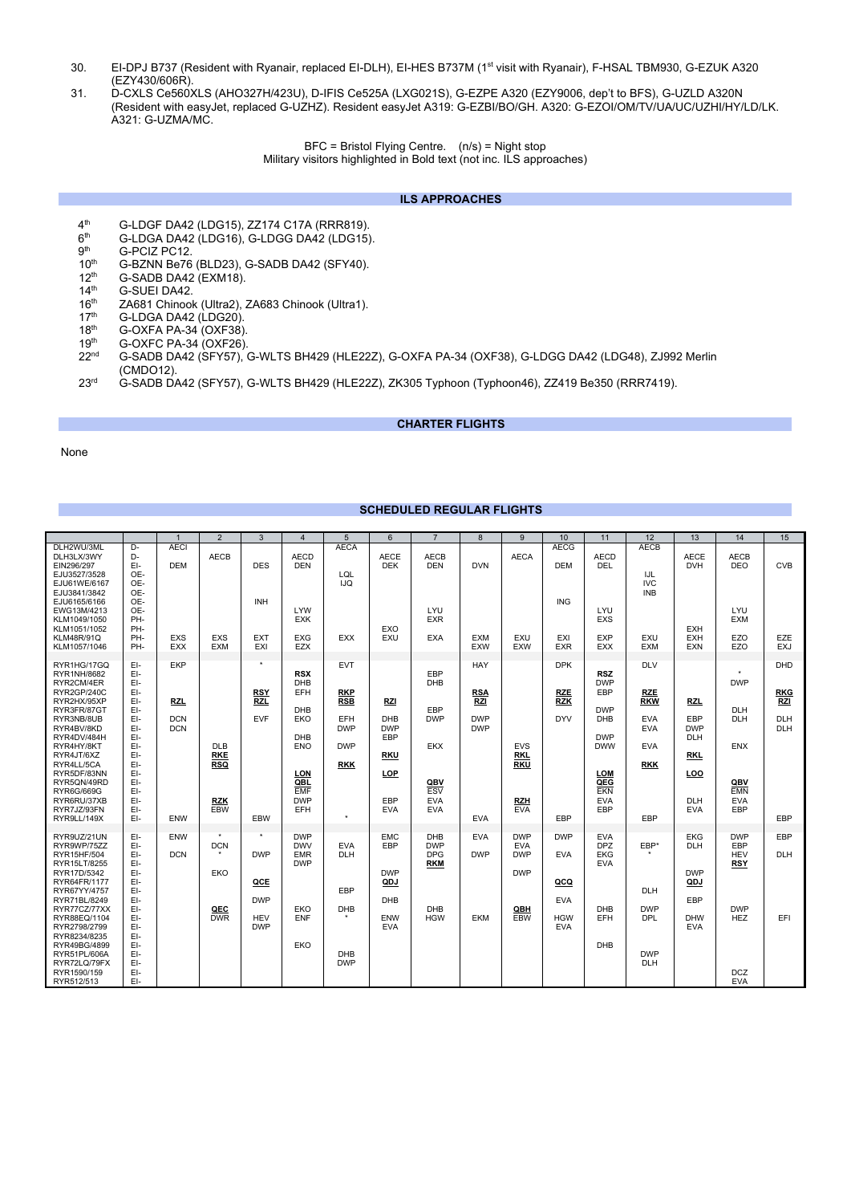30. EI-DPJ B737 (Resident with Ryanair, replaced EI-DLH), EI-HES B737M (1st visit with Ryanair), F-HSAL TBM930, G-EZUK A320 (EZY430/606R).
31. D-CXLS Ce560XLS (AHO327H/423U), D-IFIS Ce525A (LXG021S), G-EZPE A320 (EZY9006, dep't to BFS), G-UZLD A320N (Resident with easyJet, replaced G-UZHZ). Resident easyJet A319: G-EZBI/BO/GH. A320: G-EZOI/OM/TV/UA/UC/UZHI/HY/LD/LK. A321: G-UZMA/MC.

BFC = Bristol Flying Centre. (n/s) = Night stop
Military visitors highlighted in Bold text (not inc. ILS approaches)

## ILS APPROACHES

- 4th G-LDGF DA42 (LDG15), ZZ174 C17A (RRR819).
- 6th G-LDGA DA42 (LDG16), G-LDGG DA42 (LDG15).
- 9th G-PCIZ PC12.
- 10th G-BZNN Be76 (BLD23), G-SADB DA42 (SFY40).
- 12th G-SADB DA42 (EXM18).
- 14th G-SUEI DA42.
- 16th ZA681 Chinook (Ultra2), ZA683 Chinook (Ultra1).
- 17th G-LDGA DA42 (LDG20).
- 18th G-OXFA PA-34 (OXF38).
- 19th G-OXFC PA-34 (OXF26).
- 22nd G-SADB DA42 (SFY57), G-WLTS BH429 (HLE22Z), G-OXFA PA-34 (OXF38), G-LDGG DA42 (LDG48), ZJ992 Merlin (CMDO12).
- 23rd G-SADB DA42 (SFY57), G-WLTS BH429 (HLE22Z), ZK305 Typhoon (Typhoon46), ZZ419 Be350 (RRR7419).

## CHARTER FLIGHTS

None

## SCHEDULED REGULAR FLIGHTS

| | | 1 | 2 | 3 | 4 | 5 | 6 | 7 | 8 | 9 | 10 | 11 | 12 | 13 | 14 | 15 |
|---|---|---|---|---|---|---|---|---|---|---|---|---|---|---|---|---|
| DLH2WU/3ML | D- | AECI | | | | AECA | | | | | AECG | | AECB | | | |
| DLH3LX/3WY | D- | | AECB | | AECD | | AECE | AECB | | AECA | | AECD | | AECE | AECB | |
| EIN296/297 | EI- | DEM | | DES | DEN | | DEK | DEN | DVN | | DEM | DEL | | DVH | DEO | CVB |
| EJU3527/3528 | OE- | | | | | LQL | | | | | | | IJL | | | |
| EJU61WE/6167 | OE- | | | | | IJQ | | | | | | | IVC | | | |
| EJU3841/3842 | OE- | | | | | | | | | | | | INB | | | |
| EJU6165/6166 | OE- | | | INH | | | | | | | ING | | | | | |
| EWG13M/4213 | OE- | | | | LYW | | | LYU | | | | LYU | | | LYU | |
| KLM1049/1050 | PH- | | | | EXK | | | EXR | | | | EXS | | | EXM | |
| KLM1051/1052 | PH- | | | | | | EXO | | | | | | | EXH | | |
| KLM48R/91Q | PH- | EXS | EXS | EXT | EXG | EXX | EXU | EXA | EXM | EXU | EXI | EXP | EXU | EXH | EZO | EZE |
| KLM1057/1046 | PH- | EXX | EXM | EXI | EZX | | | | EXW | EXW | EXR | EXX | EXM | EXN | EZO | EXJ |
| RYR1HG/17GQ | EI- | EKP | | * | | EVT | | | HAY | | DPK | | DLV | | * | DHD |
| RYR1NH/8682 | EI- | | | | **RSX** | | | EBP | | | | **RSZ** | | | | |
| RYR2CM/4ER | EI- | | | | DHB | | | DHB | | | | DWP | | | DWP | |
| RYR2GP/240C | EI- | | | **RSY** | EFH | **RKP** | | | **RSA** | | **RZE** | EBP | **RZE** | | | **RKG** |
| RYR2HX/95XP | EI- | **RZL** | | **RZL** | | **RSB** | **RZI** | | **RZI** | | **RZK** | | **RKW** | **RZL** | | **RZI** |
| RYR3FR/87GT | EI- | | | | DHB | | | EBP | | | | DWP | | | DLH | |
| RYR3NB/8UB | EI- | DCN | | EVF | EKO | EFH | DHB | DWP | DWP | | DYV | DHB | EVA | EBP | DLH | DLH |
| RYR4BV/8KD | EI- | DCN | | | | DWP | DWP | | DWP | | | | EVA | DWP | | DLH |
| RYR4DV/484H | EI- | | | | DHB | | EBP | | | | | DWP | | DLH | | |
| RYR4HY/8KT | EI- | | DLB | | ENO | DWP | | EKX | | EVS | | DWW | EVA | | ENX | |
| RYR4JT/6XZ | EI- | | **RKE** | | | | **RKU** | | | **RKL** | | | | **RKL** | | |
| RYR4LL/5CA | EI- | | **RSQ** | | | **RKK** | | | | **RKU** | | | **RKK** | | | |
| RYR5DF/83NN | EI- | | | | **LON** | | **LOP** | | | | | **LOM** | | **LOO** | | |
| RYR5QN/49RD | EI- | | | | **QBL** | | | **QBV** | | | | **QEG** | | | **QBV** | |
| RYR6G/669G | EI- | | | | EMF | | | ESV | | | | EKN | | | EMN | |
| RYR6RU/37XB | EI- | | **RZK** | | DWP | | EBP | EVA | | **RZH** | | EVA | | DLH | EVA | |
| RYR7JZ/93FN | EI- | | EBW | | EFH | | EVA | EVA | | EVA | | EBP | | EVA | EBP | |
| RYR9LL/149X | EI- | ENW | | EBW | | * | | | EVA | | EBP | | EBP | | | EBP |
| RYR9UZ/21UN | EI- | ENW | * | * | DWP | | EMC | DHB | EVA | DWP | DWP | EVA | | EKG | DWP | EBP |
| RYR9WP/75ZZ | EI- | | DCN | | DWV | EVA | EBP | DWP | | EVA | | DPZ | EBP* | DLH | EBP | |
| RYR15HF/504 | EI- | DCN | * | DWP | EMR | DLH | | DPG | DWP | DWP | EVA | EKG | * | | HEV | DLH |
| RYR15LT/8255 | EI- | | | | DWP | | | **RKM** | | | | EVA | | | **RSY** | |
| RYR17D/5342 | EI- | | EKO | | | | DWP | | | DWP | | | | DWP | | |
| RYR64FR/1177 | EI- | | | **QCE** | | | **QDJ** | | | | **QCQ** | | | **QDJ** | | |
| RYR67YY/4757 | EI- | | | | | EBP | | | | | | | DLH | | | |
| RYR71BL/8249 | EI- | | | DWP | | | DHB | | | | EVA | | | EBP | | |
| RYR77CZ/77XX | EI- | | **QEC** | | EKO | DHB | | DHB | | **QBH** | | DHB | DWP | | DWP | |
| RYR88EQ/1104 | EI- | | DWR | HEV | ENF | * | ENW | HGW | EKM | EBW | HGW | EFH | DPL | DHW | HEZ | EFI |
| RYR2798/2799 | EI- | | | DWP | | | EVA | | | | EVA | | | EVA | | |
| RYR8234/8235 | EI- | | | | | | | | | | | | | | | |
| RYR49BG/4899 | EI- | | | | EKO | | | | | | | DHB | | | | |
| RYR51PL/606A | EI- | | | | | DHB | | | | | | | DWP | | | |
| RYR72LQ/79FX | EI- | | | | | DWP | | | | | | | DLH | | | |
| RYR1590/159 | EI- | | | | | | | | | | | | | | DCZ | |
| RYR512/513 | EI- | | | | | | | | | | | | | | EVA | |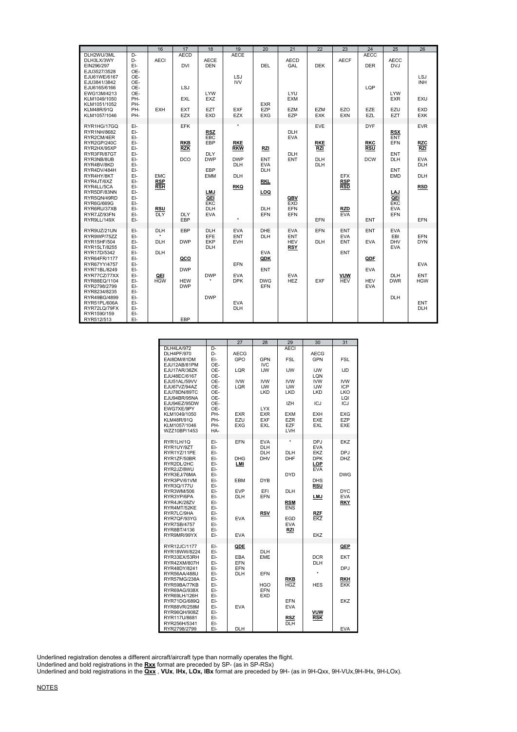| | | 16 | 17 | 18 | 19 | 20 | 21 | 22 | 23 | 24 | 25 | 26 |
|---|---|---|---|---|---|---|---|---|---|---|---|---|
| DLH2WU/3ML | D- | | AECD | | AECE | | | | | AECC | | |
| DLH3LX/3WY | D- | AECI | | AECE | | | AECD | | AECF | | AECC | |
| EIN296/297 | EI- | | DVI | DEN | | DEL | GAL | DEK | | DER | DVJ | |
| EJU3527/3528 | OE- | | | | | | | | | | | |
| EJU61WE/6167 | OE- | | | | LSJ | | | | | | | LSJ |
| EJU3841/3842 | OE- | | | | IVV | | | | | | | INH |
| EJU6165/6166 | OE- | | LSJ | | | | | | | LQP | | |
| EWG13M/4213 | OE- | | | LYW | | | LYU | | | | LYW | |
| KLM1049/1050 | PH- | | EXL | EXZ | | | EXM | | | | EXR | EXU |
| KLM1051/1052 | PH- | | | | | EXR | | | | | | |
| KLM48R/91Q | PH- | EXH | EXT | EZT | EXF | EZP | EZM | EZM | EZO | EZE | EZU | EXD |
| KLM1057/1046 | PH- | | EZX | EXD | EZX | EXG | EZP | EXK | EXN | EZL | EZT | EXK |
| | | | | | | | | | | | | |
| RYR1HG/17GQ | EI- | | EFK | | * | | | EVE | | DYF | | EVR |
| RYR1NH/8682 | EI- | | | **RSZ** | | | DLH | | | | **RSX** | |
| RYR2CM/4ER | EI- | | | EBC | | | EVA | | | | ENT | |
| RYR2GP/240C | EI- | | **RKB** | EBP | **RKE** | | | **RKE** | | **RKC** | EFN | **RZC** |
| RYR2HX/95XP | EI- | | **RZK** | | **RKW** | **RZI** | | **RZI** | | **RSU** | | **RZI** |
| RYR3FR/87GT | EI- | | | DLY | | | DLH | | | | ENT | |
| RYR3NB/8UB | EI- | | DCO | DWP | DWP | ENT | ENT | DLH | | DCW | DLH | EVA |
| RYR4BV/8KD | EI- | | | | DLH | EVA | | DLH | | | | DLH |
| RYR4DV/484H | EI- | | | EBP | | DLH | | | | | ENT | |
| RYR4HY/8KT | EI- | EMC | | EMM | DLH | | | | EFX | | EMD | DLH |
| RYR4JT/6XZ | EI- | **RSP** | | | | **RKL** | | | **RSP** | | | |
| RYR4LL/5CA | EI- | **RSH** | | | **RKQ** | | | | **RSD** | | | **RSD** |
| RYR5DF/83NN | EI- | | | **LMJ** | | **LOQ** | | | | | **LAJ** | |
| RYR5QN/49RD | EI- | | | **QEI** | | | **QBV** | | | | **QEI** | |
| RYR6G/669G | EI- | | | EKC | | | EXD | | | | EKC | |
| RYR6RU/37XB | EI- | **RSU** | | DLH | | DLH | EFN | | **RZD** | | EVA | |
| RYR7JZ/93FN | EI- | DLY | DLY | EVA | | EFN | EFN | | EVA | | EFN | |
| RYR9LL/149X | EI- | | EBP | | * | | | EFN | | ENT | | EFN |
| | | | | | | | | | | | | |
| RYR9UZ/21UN | EI- | DLH | EBP | DLH | EVA | DHE | EVA | EFN | ENT | ENT | EVA | |
| RYR9WP/75ZZ | EI- | * | | EFE | ENT | DLH | ENT | | EVA | | EBI | EFN |
| RYR15HF/504 | EI- | DLH | DWP | EKP | EVH | | HEV | DLH | ENT | EVA | DHV | DYN |
| RYR15LT/8255 | EI- | | | DLH | | | **RSY** | | | | EVA | |
| RYR17D/5342 | EI- | DLH | | | | EVA | | | ENT | | | |
| RYR64FR/1177 | EI- | | **QCO** | | | **QDK** | | | | **QDF** | | |
| RYR67YY/4757 | EI- | | | | EFN | | | | | | | EVA |
| RYR71BL/8249 | EI- | | DWP | | | ENT | | | | EVA | | |
| RYR77CZ/77XX | EI- | **QEI** | | DWP | EVA | | EVA | | **VUW** | | DLH | ENT |
| RYR88EQ/1104 | EI- | HGW | HEW | * | DPK | DWG | HEZ | EXF | HEV | HEV | DWR | HGW |
| RYR2798/2799 | EI- | | DWP | | | EFN | | | | EVA | | |
| RYR8234/8235 | EI- | | | | | | | | | | | |
| RYR49BG/4899 | EI- | | | DWP | | | | | | | DLH | |
| RYR51PL/606A | EI- | | | | EVA | | | | | | | ENT |
| RYR72LQ/79FX | EI- | | | | DLH | | | | | | | DLH |
| RYR1590/159 | EI- | | | | | | | | | | | |
| RYR512/513 | EI- | | EBP | | | | | | | | | |

| | | 27 | 28 | 29 | 30 | 31 |
|---|---|---|---|---|---|---|
| DLH4LA/972 | D- | | | AECI | | |
| DLH4PF/970 | D- | AECG | | | AECG | |
| EAI8DM/81DM | EI- | GPO | GPN | FSL | GPN | FSL |
| EJU12AB/81PM | OE- | | IVC | | | |
| EJU17AR/38ZK | OE- | LQR | IJW | IJW | IJW | IJD |
| EJU48EC/6167 | OE- | | | | LQN | |
| EJU51AL/59VV | OE- | IVW | IVW | IVW | IVW | IVW |
| EJU67VZ/94AZ | OE- | LQR | IJW | IJW | IJW | ICP |
| EJU78DN/89TC | OE- | | LKD | LKD | LKD | LKO |
| EJU94BR/95NA | OE- | | | | | LQI |
| EJU94EZ/95DW | OE- | | | IZH | ICJ | ICJ |
| EWG7XE/9PY | OE- | | LYX | | | |
| KLM1049/1050 | PH- | EXR | EXR | EXM | EXH | EXG |
| KLM48R/91Q | PH- | EZU | EXF | EZR | EXE | EZP |
| KLM1057/1046 | PH- | EXG | EXL | EZF | EXL | EXE |
| WZZ10BP/1453 | HA- | | | LVH | | |
| | | | | | | |
| RYR1LH/1Q | EI- | EFN | EVA | * | DPJ | EKZ |
| RYR1UY/9ZT | EI- | | DLH | | EVA | |
| RYR1YZ/11PE | EI- | | DLH | DLH | EKZ | DPJ |
| RYR1ZF/50BR | EI- | DHG | DHV | DHF | DPK | DHZ |
| RYR2DL/2HC | EI- | **LMI** | | | **LOP** | |
| RYR2JZ/8WU | EI- | | | | EVA | |
| RYR3EJ/76MA | EI- | | | DYD | | DWG |
| RYR3PV/61VM | EI- | EBM | DYB | | DHS | |
| RYR3Q/177U | EI- | | | | **RSU** | |
| RYR3WM/506 | EI- | EVP | EFI | DLH | | DYC |
| RYR3YP/6PA | EI- | DLH | EFN | | **LMJ** | EVA |
| RYR4JK/28ZV | EI- | | | **RSM** | | **RKY** |
| RYR4MT/52KE | EI- | | | ENS | | |
| RYR7LC/9HA | EI- | | **RSV** | | **RZF** | |
| RYR7QF/93YG | EI- | EVA | | EGD | EKZ | |
| RYR7SB/4757 | EI- | | | EVA | | |
| RYR8BT/4136 | EI- | | | **RZI** | | |
| RYR9MR/99YX | EI- | EVA | | | EKZ | |
| | | | | | | |
| RYR12JC/1177 | EI- | **QDE** | | | | **QEP** |
| RYR18WW/8224 | EI- | | DLH | | | |
| RYR33EX/53RH | EI- | EBA | EME | | DCR | EKT |
| RYR42XM/807H | EI- | EFN | | | DLH | |
| RYR48DY/8241 | EI- | EFN | | | | DPJ |
| RYR56AA/488U | EI- | DLH | EFN | | * | |
| RYR57MG/238A | EI- | | | **RKB** | | **RKH** |
| RYR59BA/77KB | EI- | | HGO | HGZ | HES | EKK |
| RYR69AG/938X | EI- | | EFN | | | |
| RYR69LH/126H | EI- | | EXD | | | |
| RYR71DG/689Q | EI- | | | EFN | | EKZ |
| RYR88VR/258M | EI- | EVA | | EVA | | |
| RYR96QH/908Z | EI- | | | | **VUW** | |
| RYR117U/8681 | EI- | | | **RSZ** | **RSK** | |
| RYR256H/5341 | EI- | | | DLH | | |
| RYR2798/2799 | EI- | DLH | | | | EVA |

Underlined registration denotes a different aircraft/aircraft type than normally operates the flight.
Underlined and bold registrations in the **Rxx** format are preceded by SP- (as in SP-RSx)
Underlined and bold registrations in the **Qxx** , **VUx**, **IHx, LOx, IBx** format are preceded by 9H- (as in 9H-Qxx, 9H-VUx,9H-IHx, 9H-LOx).

NOTES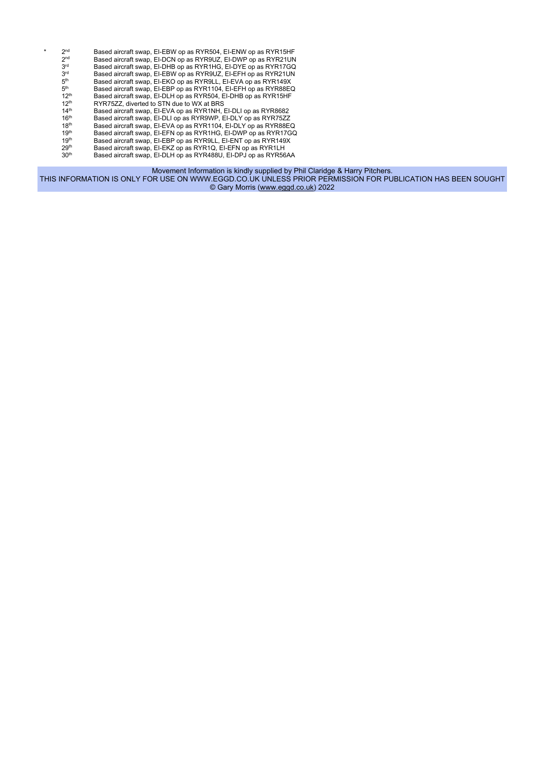| | | |
|---|---|---|
| * | 2nd | Based aircraft swap, EI-EBW op as RYR504, EI-ENW op as RYR15HF |
| | 2nd | Based aircraft swap, EI-DCN op as RYR9UZ, EI-DWP op as RYR21UN |
| | 3rd | Based aircraft swap, EI-DHB op as RYR1HG, EI-DYE op as RYR17GQ |
| | 3rd | Based aircraft swap, EI-EBW op as RYR9UZ, EI-EFH op as RYR21UN |
| | 5th | Based aircraft swap, EI-EKO op as RYR9LL, EI-EVA op as RYR149X |
| | 5th | Based aircraft swap, EI-EBP op as RYR1104, EI-EFH op as RYR88EQ |
| | 12th | Based aircraft swap, EI-DLH op as RYR504, EI-DHB op as RYR15HF |
| | 12th | RYR75ZZ, diverted to STN due to WX at BRS |
| | 14th | Based aircraft swap, EI-EVA op as RYR1NH, EI-DLI op as RYR8682 |
| | 16th | Based aircraft swap, EI-DLI op as RYR9WP, EI-DLY op as RYR75ZZ |
| | 18th | Based aircraft swap, EI-EVA op as RYR1104, EI-DLY op as RYR88EQ |
| | 19th | Based aircraft swap, EI-EFN op as RYR1HG, EI-DWP op as RYR17GQ |
| | 19th | Based aircraft swap, EI-EBP op as RYR9LL, EI-ENT op as RYR149X |
| | 29th | Based aircraft swap, EI-EKZ op as RYR1Q, EI-EFN op as RYR1LH |
| | 30th | Based aircraft swap, EI-DLH op as RYR488U, EI-DPJ op as RYR56AA |

Movement Information is kindly supplied by Phil Claridge & Harry Pitchers.
THIS INFORMATION IS ONLY FOR USE ON WWW.EGGD.CO.UK UNLESS PRIOR PERMISSION FOR PUBLICATION HAS BEEN SOUGHT
© Gary Morris (www.eggd.co.uk) 2022